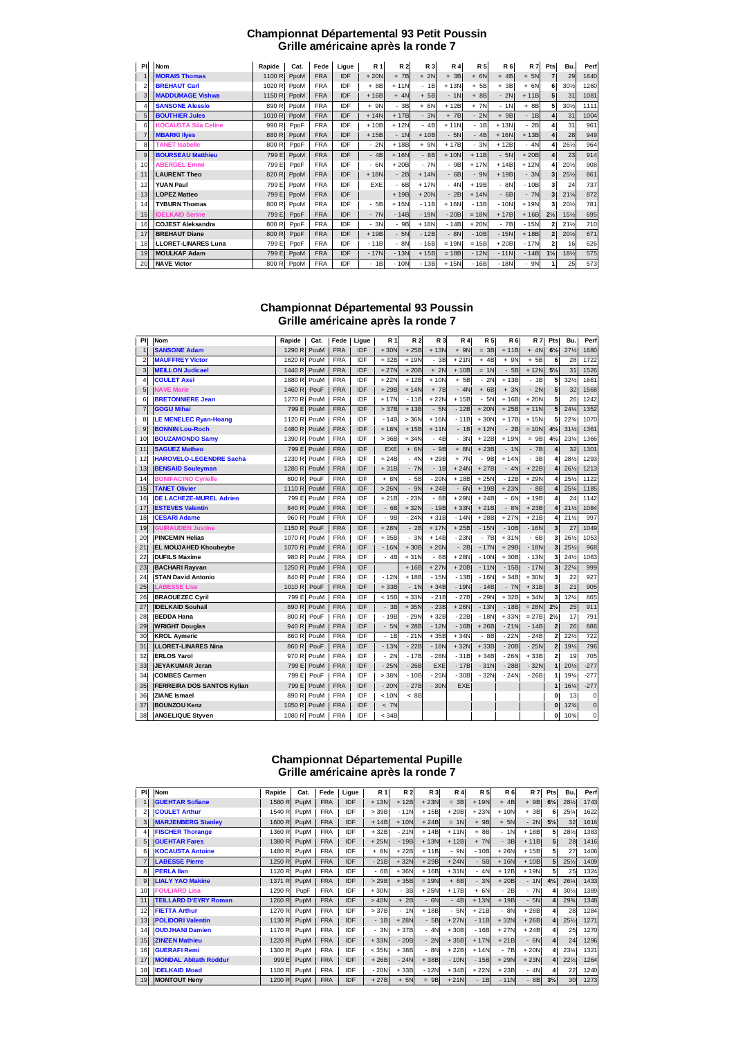## Championnat Départemental 93 Petit Poussin
## Grille américaine après la ronde 7

| Pl | Nom | Rapide | Cat. | Fede | Ligue | R 1 | R 2 | R 3 | R 4 | R 5 | R 6 | R 7 | Pts | Bu. | Perf |
|---|---|---|---|---|---|---|---|---|---|---|---|---|---|---|---|
| 1 | MORAIS Thomas | 1100 R | PpoM | FRA | IDF | + 20N | + 7B | + 2N | + 3B | + 6N | + 4B | + 5N | 7 | 29 | 1640 |
| 2 | BREHAUT Carl | 1020 R | PpoM | FRA | IDF | + 8B | + 11N | - 1B | + 13N | + 5B | + 3B | + 6N | 6 | 30½ | 1260 |
| 3 | MADDUMAGE Vishwa | 1150 R | PpoM | FRA | IDF | + 16B | + 4N | + 5B | - 1N | + 8B | - 2N | + 11B | 5 | 31 | 1081 |
| 4 | SANSONE Alessio | 890 R | PpoM | FRA | IDF | + 9N | - 3B | + 6N | + 12B | + 7N | - 1N | + 8B | 5 | 30½ | 1111 |
| 5 | BOUTHIER Jules | 1010 R | PpoM | FRA | IDF | + 14N | + 17B | - 3N | + 7B | - 2N | + 9B | - 1B | 4 | 31 | 1004 |
| 6 | KOCAUSTA Sila Celine | 990 R | PpoF | FRA | IDF | + 10B | + 12N | - 4B | + 11N | - 1B | + 13N | - 2B | 4 | 31 | 961 |
| 7 | MBARKI Ilyes | 880 R | PpoM | FRA | IDF | + 15B | - 1N | + 10B | - 5N | - 4B | + 16N | + 13B | 4 | 28 | 949 |
| 8 | TANET Isabelle | 800 R | PpoF | FRA | IDF | - 2N | + 18B | + 9N | + 17B | - 3N | + 12B | - 4N | 4 | 26½ | 964 |
| 9 | BOURSEAU Matthieu | 799 E | PpoM | FRA | IDF | - 4B | + 16N | - 8B | + 10N | + 11B | - 5N | + 20B | 4 | 23 | 914 |
| 10 | ABERGEL Emmi | 799 E | PpoF | FRA | IDF | - 6N | + 20B | - 7N | - 9B | + 17N | + 14B | + 12N | 4 | 20½ | 908 |
| 11 | LAURENT Theo | 820 R | PpoM | FRA | IDF | + 18N | - 2B | + 14N | - 6B | - 9N | + 19B | - 3N | 3 | 25½ | 861 |
| 12 | YUAN Paul | 799 E | PpoM | FRA | IDF | EXE | - 6B | + 17N | - 4N | + 19B | - 8N | - 10B | 3 | 24 | 737 |
| 13 | LOPEZ Matteo | 799 E | PpoM | FRA | IDF | | + 19B | + 20N | - 2B | + 14N | - 6B | - 7N | 3 | 21½ | 872 |
| 14 | TYBURN Thomas | 800 R | PpoM | FRA | IDF | - 5B | + 15N | - 11B | + 16N | - 13B | - 10N | + 19N | 3 | 20½ | 781 |
| 15 | IDELKAID Serine | 799 E | PpoF | FRA | IDF | - 7N | - 14B | - 19N | - 20B | = 18N | + 17B | + 16B | 2½ | 15½ | 695 |
| 16 | COJEST Aleksandra | 800 R | PpoF | FRA | IDF | - 3N | - 9B | + 18N | - 14B | + 20N | - 7B | - 15N | 2 | 21½ | 710 |
| 17 | BREHAUT Diane | 800 R | PpoF | FRA | IDF | + 19B | - 5N | - 12B | - 8N | - 10B | - 15N | + 18B | 2 | 20½ | 671 |
| 18 | LLORET-LINARES Luna | 799 E | PpoF | FRA | IDF | - 11B | - 8N | - 16B | = 19N | = 15B | + 20B | - 17N | 2 | 16 | 626 |
| 19 | MOULKAF Adam | 799 E | PpoM | FRA | IDF | - 17N | - 13N | + 15B | = 18B | - 12N | - 11N | - 14B | 1½ | 18½ | 575 |
| 20 | NAVE Victor | 800 R | PpoM | FRA | IDF | - 1B | - 10N | - 13B | + 15N | - 16B | - 18N | - 9N | 1 | 25 | 573 |

## Championnat Départemental 93 Poussin
## Grille américaine après la ronde 7

| Pl | Nom | Rapide | Cat. | Fede | Ligue | R 1 | R 2 | R 3 | R 4 | R 5 | R 6 | R 7 | Pts | Bu. | Perf |
|---|---|---|---|---|---|---|---|---|---|---|---|---|---|---|---|
| 1 | SANSONE Adam | 1290 R | PouM | FRA | IDF | + 30N | + 25B | + 13N | + 9N | = 3B | + 11B | + 4N | 6½ | 27½ | 1680 |
| 2 | MAUFFREY Victor | 1620 R | PouM | FRA | IDF | + 32B | + 19N | - 3B | + 21N | + 4B | + 9N | + 5B | 6 | 28 | 1722 |
| 3 | MEILLON Judicael | 1440 R | PouM | FRA | IDF | + 27N | + 20B | + 2N | + 10B | = 1N | - 5B | + 12N | 5½ | 31 | 1526 |
| 4 | COULET Axel | 1880 R | PouM | FRA | IDF | + 22N | + 12B | + 10N | + 5B | - 2N | + 13B | - 1B | 5 | 32½ | 1661 |
| 5 | NAVE Marie | 1460 R | PouF | FRA | IDF | + 29B | + 14N | + 7B | - 4N | + 6B | + 3N | - 2N | 5 | 32 | 1568 |
| 6 | BRETONNIERE Jean | 1270 R | PouM | FRA | IDF | + 17N | - 11B | + 22N | + 15B | - 5N | + 16B | + 20N | 5 | 26 | 1242 |
| 7 | GOGU Mihai | 799 E | PouM | FRA | IDF | > 37B | + 13B | - 5N | - 12B | + 20N | + 25B | + 11N | 5 | 24¼ | 1352 |
| 8 | LE MENELEC Ryan-Hoang | 1120 R | PouM | FRA | IDF | - 14B | > 36N | + 16N | - 11B | + 30N | + 17B | + 15N | 5 | 22¾ | 1070 |
| 9 | BONNIN Lou-Roch | 1480 R | PouM | FRA | IDF | + 18N | + 15B | + 11N | - 1B | + 12N | - 2B | = 10N | 4½ | 31½ | 1361 |
| 10 | BOUZAMONDO Samy | 1390 R | PouM | FRA | IDF | > 36B | + 34N | - 4B | - 3N | + 22B | + 19N | = 9B | 4½ | 23¼ | 1366 |
| 11 | SAGUEZ Matheo | 799 E | PouM | FRA | IDF | EXE | + 6N | - 9B | + 8N | + 23B | - 1N | - 7B | 4 | 32 | 1301 |
| 12 | HAROVELO-LEGENDRE Sacha | 1230 R | PouM | FRA | IDF | + 24B | - 4N | + 29B | + 7N | - 9B | + 14N | - 3B | 4 | 28½ | 1293 |
| 13 | BENSAID Souleyman | 1280 R | PouM | FRA | IDF | + 31B | - 7N | - 1B | + 24N | + 27B | - 4N | + 22B | 4 | 26½ | 1213 |
| 14 | BONIFACINO Cyrielle | 800 R | PouF | FRA | IDF | + 8N | - 5B | - 20N | + 18B | + 25N | - 12B | + 29N | 4 | 25½ | 1122 |
| 15 | TANET Olivier | 1110 R | PouM | FRA | IDF | > 26N | - 9N | + 24B | - 6N | + 19B | + 23N | - 8B | 4 | 25¼ | 1185 |
| 16 | DE LACHEZE-MUREL Adrien | 799 E | PouM | FRA | IDF | + 21B | - 23N | - 8B | + 29N | + 24B | - 6N | + 19B | 4 | 24 | 1142 |
| 17 | ESTEVES Valentin | 840 R | PouM | FRA | IDF | - 6B | + 32N | - 19B | + 33N | + 21B | - 8N | + 23B | 4 | 21½ | 1084 |
| 18 | CESARI Adame | 960 R | PouM | FRA | IDF | - 9B | - 24N | + 31B | - 14N | + 28B | + 27N | + 21B | 4 | 21½ | 997 |
| 19 | GUIRAUDEN Justine | 1150 R | PouF | FRA | IDF | + 28N | - 2B | + 17N | + 25B | - 15N | - 10B | - 16N | 3 | 27 | 1049 |
| 20 | PINCEMIN Helias | 1070 R | PouM | FRA | IDF | + 35B | - 3N | + 14B | - 23N | - 7B | + 31N | - 6B | 3 | 26½ | 1053 |
| 21 | EL MOUJAHED Khoubeybe | 1070 R | PouM | FRA | IDF | - 16N | + 30B | + 26N | - 2B | - 17N | + 29B | - 18N | 3 | 25½ | 968 |
| 22 | DUFILS Maxime | 980 R | PouM | FRA | IDF | - 4B | + 31N | - 6B | + 28N | - 10N | + 30B | - 13N | 3 | 24½ | 1063 |
| 23 | BACHARI Rayvan | 1250 R | PouM | FRA | IDF | | + 16B | + 27N | + 20B | - 11N | - 15B | - 17N | 3 | 22¼ | 999 |
| 24 | STAN David Antonio | 840 R | PouM | FRA | IDF | - 12N | + 18B | - 15N | - 13B | - 16N | + 34B | + 30N | 3 | 22 | 927 |
| 25 | LABESSE Lise | 1010 R | PouF | FRA | IDF | + 33B | - 1N | + 34B | - 19N | - 14B | - 7N | + 31B | 3 | 21 | 905 |
| 26 | BRAOUEZEC Cyril | 799 E | PouM | FRA | IDF | < 15B | + 33N | - 21B | - 27B | - 29N | + 32B | + 34N | 3 | 12¼ | 865 |
| 27 | IDELKAID Souhail | 890 R | PouM | FRA | IDF | - 3B | + 35N | - 23B | + 26N | - 13N | - 18B | = 28N | 2½ | 25 | 911 |
| 28 | BEDDA Hana | 800 R | PouF | FRA | IDF | - 19B | - 29N | + 32B | - 22B | - 18N | + 33N | = 27B | 2½ | 17 | 791 |
| 29 | WRIGHT Douglas | 940 R | PouM | FRA | IDF | - 5N | + 28B | - 12N | - 16B | + 26B | - 21N | - 14B | 2 | 26 | 886 |
| 30 | KROL Aymeric | 860 R | PouM | FRA | IDF | - 1B | - 21N | + 35B | + 34N | - 8B | - 22N | - 24B | 2 | 22½ | 722 |
| 31 | LLORET-LINARES Nina | 860 R | PouF | FRA | IDF | - 13N | - 22B | - 18N | + 32N | + 33B | - 20B | - 25N | 2 | 19½ | 796 |
| 32 | ERLOS Yarol | 970 R | PouM | FRA | IDF | - 2N | - 17B | - 28N | - 31B | + 34B | - 26N | + 33B | 2 | 19 | 705 |
| 33 | JEYAKUMAR Jeran | 799 E | PouM | FRA | IDF | - 25N | - 26B | EXE | - 17B | - 31N | - 28B | - 32N | 1 | 20½ | -277 |
| 34 | COMBES Carmen | 799 E | PouF | FRA | IDF | > 38N | - 10B | - 25N | - 30B | - 32N | - 24N | - 26B | 1 | 19¾ | -277 |
| 35 | FERREIRA DOS SANTOS Kylian | 799 E | PouM | FRA | IDF | - 20N | - 27B | - 30N | EXE | | | | 1 | 16¼ | -277 |
| 36 | ZIANE Ismael | 890 R | PouM | FRA | IDF | < 10N | < 8B | | | | | | 0 | 13 | 0 |
| 37 | BOUNZOU Kenz | 1050 R | PouM | FRA | IDF | < 7N | | | | | | | 0 | 12¾ | 0 |
| 38 | ANGELIQUE Styven | 1080 R | PouM | FRA | IDF | < 34B | | | | | | | 0 | 10¾ | 0 |

## Championnat Départemental Pupille
## Grille américaine après la ronde 7

| Pl | Nom | Rapide | Cat. | Fede | Ligue | R 1 | R 2 | R 3 | R 4 | R 5 | R 6 | R 7 | Pts | Bu. | Perf |
|---|---|---|---|---|---|---|---|---|---|---|---|---|---|---|---|
| 1 | GUEHTAR Sofiane | 1580 R | PupM | FRA | IDF | + 13N | + 12B | + 23N | = 3B | + 19N | + 4B | + 9B | 6½ | 28½ | 1743 |
| 2 | COULET Arthur | 1540 R | PupM | FRA | IDF | > 39B | - 11N | + 15B | + 20B | + 23N | + 10N | + 3B | 6 | 25¼ | 1622 |
| 3 | MARJENBERG Stanley | 1600 R | PupM | FRA | IDF | + 14B | + 10N | + 24B | = 1N | + 9B | + 5N | - 2N | 5½ | 32 | 1616 |
| 4 | FISCHER Thorange | 1360 R | PupM | FRA | IDF | + 32B | - 21N | + 14B | + 11N | + 8B | - 1N | + 18B | 5 | 28½ | 1383 |
| 5 | GUEHTAR Fares | 1380 R | PupM | FRA | IDF | + 25N | - 19B | + 13N | + 12B | + 7N | - 3B | + 11B | 5 | 28 | 1416 |
| 6 | KOCAUSTA Antoine | 1480 R | PupM | FRA | IDF | + 8N | + 22B | + 11B | - 9N | - 10B | + 26N | + 15B | 5 | 27 | 1406 |
| 7 | LABESSE Pierre | 1250 R | PupM | FRA | IDF | - 21B | + 32N | + 29B | + 24N | - 5B | + 16N | + 10B | 5 | 25½ | 1409 |
| 8 | PERLA Ilan | 1120 R | PupM | FRA | IDF | - 6B | + 36N | + 16B | + 31N | - 4N | + 12B | + 19N | 5 | 25 | 1324 |
| 9 | LIALY YAO Makine | 1371 R | PupM | FRA | IDF | > 29B | + 35B | = 19N | + 6B | - 3N | + 20B | - 1N | 4½ | 26¼ | 1433 |
| 10 | FOULIARD Lisa | 1290 R | PupF | FRA | IDF | + 30N | - 3B | + 25N | + 17B | + 6N | - 2B | - 7N | 4 | 30½ | 1389 |
| 11 | TEILLARD D'EYRY Roman | 1260 R | PupM | FRA | IDF | > 40N | + 2B | - 6N | - 4B | + 13N | + 19B | - 5N | 4 | 29¾ | 1348 |
| 12 | FIETTA Arthur | 1270 R | PupM | FRA | IDF | > 37B | - 1N | + 18B | - 5N | + 21B | - 8N | + 28B | 4 | 28 | 1284 |
| 13 | POLIDORI Valentin | 1130 R | PupM | FRA | IDF | - 1B | + 28N | - 5B | + 27N | - 11B | + 32N | + 26B | 4 | 25½ | 1271 |
| 14 | OUDJHANI Damien | 1170 R | PupM | FRA | IDF | - 3N | + 37B | - 4N | + 30B | - 16B | + 27N | + 24B | 4 | 25 | 1270 |
| 15 | ZINZEN Mathieu | 1220 R | PupM | FRA | IDF | + 33N | - 20B | - 2N | + 35B | + 17N | + 21B | - 6N | 4 | 24 | 1296 |
| 16 | GUERAFI Remi | 1300 R | PupM | FRA | IDF | < 35N | + 38B | - 8N | + 22B | + 14N | - 7B | + 20N | 4 | 23¼ | 1321 |
| 17 | MONDAL Abitath Roddur | 999 E | PupM | FRA | IDF | + 26B | - 24N | + 38B | - 10N | - 15B | + 29N | + 23N | 4 | 22½ | 1264 |
| 18 | IDELKAID Moad | 1100 R | PupM | FRA | IDF | - 20N | + 33B | - 12N | + 34B | + 22N | + 23B | - 4N | 4 | 22 | 1240 |
| 19 | MONTOUT Heny | 1200 R | PupM | FRA | IDF | + 27B | + 5N | = 9B | + 21N | - 1B | - 11N | - 8B | 3½ | 30 | 1273 |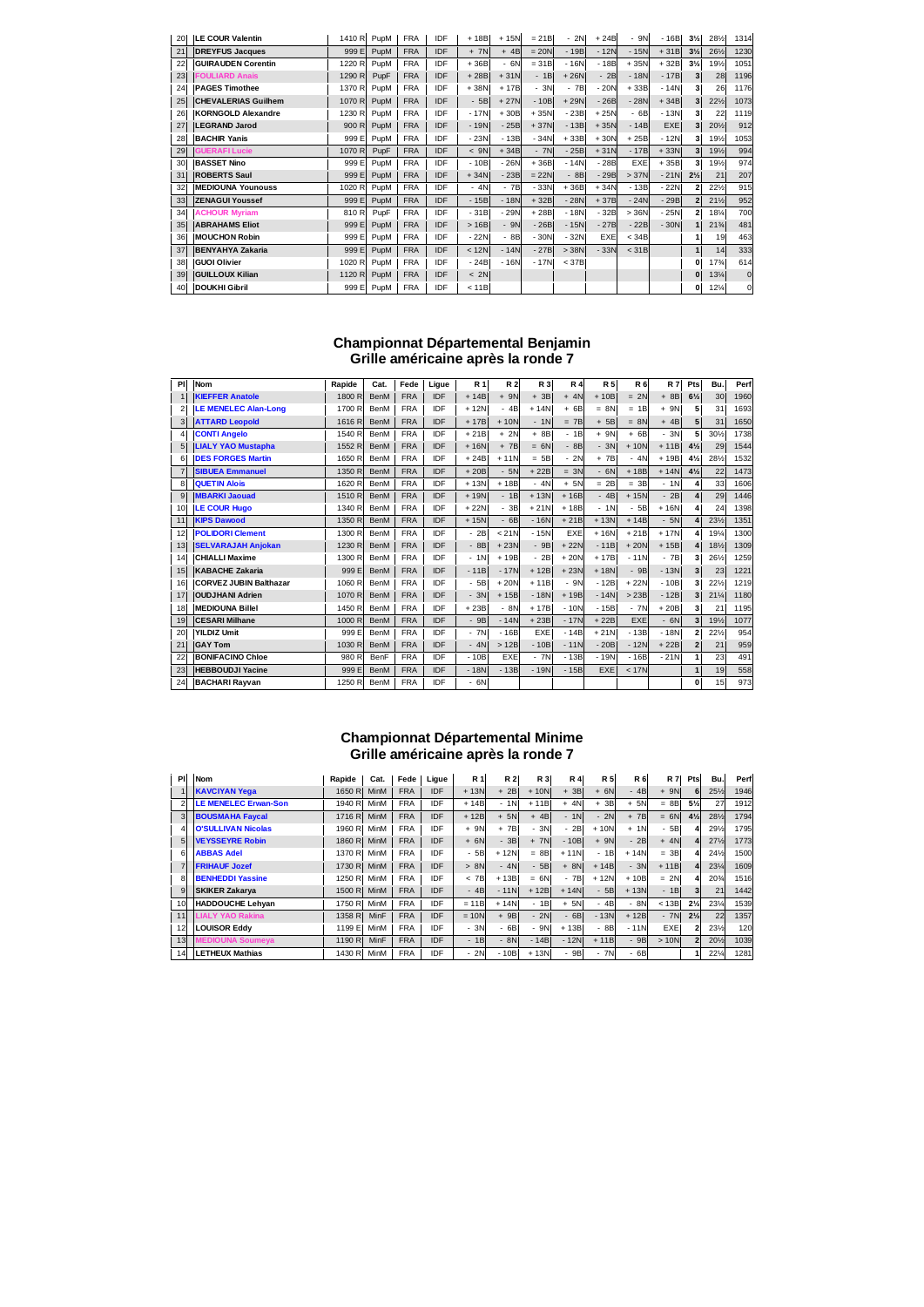| Pl | Nom | Rapide | Cat. | Fede | Ligue | R 1 | R 2 | R 3 | R 4 | R 5 | R 6 | R 7 | Pts | Bu. | Perf |
|---|---|---|---|---|---|---|---|---|---|---|---|---|---|---|---|
| 20 | LE COUR Valentin | 1410 R | PupM | FRA | IDF | + 18B | + 15N | = 21B | - 2N | + 24B | - 9N | - 16B | 3½ | 28½ | 1314 |
| 21 | DREYFUS Jacques | 999 E | PupM | FRA | IDF | + 7N | + 4B | = 20N | - 19B | - 12N | - 15N | + 31B | 3½ | 26½ | 1230 |
| 22 | GUIRAUDEN Corentin | 1220 R | PupM | FRA | IDF | + 36B | - 6N | = 31B | - 16N | - 18B | + 35N | + 32B | 3½ | 19½ | 1051 |
| 23 | FOULIARD Anais | 1290 R | PupF | FRA | IDF | + 28B | + 31N | - 1B | + 26N | - 2B | - 18N | - 17B | 3 | 28 | 1196 |
| 24 | PAGES Timothee | 1370 R | PupM | FRA | IDF | + 38N | + 17B | - 3N | - 7B | - 20N | + 33B | - 14N | 3 | 26 | 1176 |
| 25 | CHEVALERIAS Guilhem | 1070 R | PupM | FRA | IDF | - 5B | + 27N | - 10B | + 29N | - 26B | - 28N | + 34B | 3 | 22½ | 1073 |
| 26 | KORNGOLD Alexandre | 1230 R | PupM | FRA | IDF | - 17N | + 30B | + 35N | - 23B | + 25N | - 6B | - 13N | 3 | 22 | 1119 |
| 27 | LEGRAND Jarod | 900 R | PupM | FRA | IDF | - 19N | - 25B | + 37N | - 13B | + 35N | - 14B | EXE | 3 | 20½ | 912 |
| 28 | BACHIR Yanis | 999 E | PupM | FRA | IDF | - 23N | - 13B | - 34N | + 33B | + 30N | + 25B | - 12N | 3 | 19½ | 1053 |
| 29 | GUERAFI Lucie | 1070 R | PupF | FRA | IDF | < 9N | + 34B | - 7N | - 25B | + 31N | - 17B | + 33N | 3 | 19½ | 994 |
| 30 | BASSET Nino | 999 E | PupM | FRA | IDF | - 10B | - 26N | + 36B | - 14N | - 28B | EXE | + 35B | 3 | 19½ | 974 |
| 31 | ROBERTS Saul | 999 E | PupM | FRA | IDF | + 34N | - 23B | = 22N | - 8B | - 29B | > 37N | - 21N | 2½ | 21 | 207 |
| 32 | MEDIOUNA Younouss | 1020 R | PupM | FRA | IDF | - 4N | - 7B | - 33N | + 36B | + 34N | - 13B | - 22N | 2 | 22½ | 915 |
| 33 | ZENAGUI Youssef | 999 E | PupM | FRA | IDF | - 15B | - 18N | + 32B | - 28N | + 37B | - 24N | - 29B | 2 | 21½ | 952 |
| 34 | ACHOUR Myriam | 810 R | PupF | FRA | IDF | - 31B | - 29N | + 28B | - 18N | - 32B | > 36N | - 25N | 2 | 18¼ | 700 |
| 35 | ABRAHAMS Eliot | 999 E | PupM | FRA | IDF | > 16B | - 9N | - 26B | - 15N | - 27B | - 22B | - 30N | 1 | 21¾ | 481 |
| 36 | MOUCHON Robin | 999 E | PupM | FRA | IDF | - 22N | - 8B | - 30N | - 32N | EXE | < 34B | | 1 | 19 | 463 |
| 37 | BENYAHYA Zakaria | 999 E | PupM | FRA | IDF | < 12N | - 14N | - 27B | > 38N | - 33N | < 31B | | 1 | 14 | 333 |
| 38 | GUOI Olivier | 1020 R | PupM | FRA | IDF | - 24B | - 16N | - 17N | < 37B | | | | 0 | 17¾ | 614 |
| 39 | GUILLOUX Kilian | 1120 R | PupM | FRA | IDF | < 2N | | | | | | | 0 | 13¼ | 0 |
| 40 | DOUKHI Gibril | 999 E | PupM | FRA | IDF | < 11B | | | | | | | 0 | 12¼ | 0 |

## Championnat Départemental Benjamin
## Grille américaine après la ronde 7

| Pl | Nom | Rapide | Cat. | Fede | Ligue | R 1 | R 2 | R 3 | R 4 | R 5 | R 6 | R 7 | Pts | Bu. | Perf |
|---|---|---|---|---|---|---|---|---|---|---|---|---|---|---|---|
| 1 | KIEFFER Anatole | 1800 R | BenM | FRA | IDF | + 14B | + 9N | + 3B | + 4N | + 10B | = 2N | + 8B | 6½ | 30 | 1960 |
| 2 | LE MENELEC Alan-Long | 1700 R | BenM | FRA | IDF | + 12N | - 4B | + 14N | + 6B | = 8N | = 1B | + 9N | 5 | 31 | 1693 |
| 3 | ATTARD Leopold | 1616 R | BenM | FRA | IDF | + 17B | + 10N | - 1N | = 7B | + 5B | = 8N | + 4B | 5 | 31 | 1650 |
| 4 | CONTI Angelo | 1540 R | BenM | FRA | IDF | + 21B | + 2N | + 8B | - 1B | + 9N | + 6B | - 3N | 5 | 30½ | 1738 |
| 5 | LIALY YAO Mustapha | 1552 R | BenM | FRA | IDF | + 16N | + 7B | = 6N | - 8B | - 3N | + 10N | + 11B | 4½ | 29 | 1544 |
| 6 | DES FORGES Martin | 1650 R | BenM | FRA | IDF | + 24B | + 11N | = 5B | - 2N | + 7B | - 4N | + 19B | 4½ | 28½ | 1532 |
| 7 | SIBUEA Emmanuel | 1350 R | BenM | FRA | IDF | + 20B | - 5N | + 22B | = 3N | - 6N | + 18B | + 14N | 4½ | 22 | 1473 |
| 8 | QUETIN Alois | 1620 R | BenM | FRA | IDF | + 13N | + 18B | - 4N | + 5N | = 2B | = 3B | - 1N | 4 | 33 | 1606 |
| 9 | MBARKI Jaouad | 1510 R | BenM | FRA | IDF | + 19N | - 1B | + 13N | + 16B | - 4B | + 15N | - 2B | 4 | 29 | 1446 |
| 10 | LE COUR Hugo | 1340 R | BenM | FRA | IDF | + 22N | - 3B | + 21N | + 18B | - 1N | - 5B | + 16N | 4 | 24 | 1398 |
| 11 | KIPS Dawood | 1350 R | BenM | FRA | IDF | + 15N | - 6B | - 16N | + 21B | + 13N | + 14B | - 5N | 4 | 23½ | 1351 |
| 12 | POLIDORI Clement | 1300 R | BenM | FRA | IDF | - 2B | < 21N | - 15N | EXE | + 16N | + 21B | + 17N | 4 | 19¼ | 1300 |
| 13 | SELVARAJAH Anjokan | 1230 R | BenM | FRA | IDF | - 8B | + 23N | - 9B | + 22N | - 11B | + 20N | + 15B | 4 | 18½ | 1309 |
| 14 | CHIALLI Maxime | 1300 R | BenM | FRA | IDF | - 1N | + 19B | - 2B | + 20N | + 17B | - 11N | - 7B | 3 | 26½ | 1259 |
| 15 | KABACHE Zakaria | 999 E | BenM | FRA | IDF | - 11B | - 17N | + 12B | + 23N | + 18N | - 9B | - 13N | 3 | 23 | 1221 |
| 16 | CORVEZ JUBIN Balthazar | 1060 R | BenM | FRA | IDF | - 5B | + 20N | + 11B | - 9N | - 12B | + 22N | - 10B | 3 | 22½ | 1219 |
| 17 | OUDJHANI Adrien | 1070 R | BenM | FRA | IDF | - 3N | + 15B | - 18N | + 19B | - 14N | > 23B | - 12B | 3 | 21¼ | 1180 |
| 18 | MEDIOUNA Billel | 1450 R | BenM | FRA | IDF | + 23B | - 8N | + 17B | - 10N | - 15B | - 7N | + 20B | 3 | 21 | 1195 |
| 19 | CESARI Milhane | 1000 R | BenM | FRA | IDF | - 9B | - 14N | + 23B | - 17N | + 22B | EXE | - 6N | 3 | 19½ | 1077 |
| 20 | YILDIZ Umit | 999 E | BenM | FRA | IDF | - 7N | - 16B | EXE | - 14B | + 21N | - 13B | - 18N | 2 | 22½ | 954 |
| 21 | GAY Tom | 1030 R | BenM | FRA | IDF | - 4N | > 12B | - 10B | - 11N | - 20B | - 12N | + 22B | 2 | 21 | 959 |
| 22 | BONIFACINO Chloe | 980 R | BenF | FRA | IDF | - 10B | EXE | - 7N | - 13B | - 19N | - 16B | - 21N | 1 | 23 | 491 |
| 23 | HEBBOUDJI Yacine | 999 E | BenM | FRA | IDF | - 18N | - 13B | - 19N | - 15B | EXE | < 17N | | 1 | 19 | 558 |
| 24 | BACHARI Rayvan | 1250 R | BenM | FRA | IDF | - 6N | | | | | | | 0 | 15 | 973 |

## Championnat Départemental Minime
## Grille américaine après la ronde 7

| Pl | Nom | Rapide | Cat. | Fede | Ligue | R 1 | R 2 | R 3 | R 4 | R 5 | R 6 | R 7 | Pts | Bu. | Perf |
|---|---|---|---|---|---|---|---|---|---|---|---|---|---|---|---|
| 1 | KAVCIYAN Yega | 1650 R | MinM | FRA | IDF | + 13N | + 2B | + 10N | + 3B | + 6N | - 4B | + 9N | 6 | 25½ | 1946 |
| 2 | LE MENELEC Erwan-Son | 1940 R | MinM | FRA | IDF | + 14B | - 1N | + 11B | + 4N | + 3B | + 5N | = 8B | 5½ | 27 | 1912 |
| 3 | BOUSMAHA Faycal | 1716 R | MinM | FRA | IDF | + 12B | + 5N | + 4B | - 1N | - 2N | + 7B | = 6N | 4½ | 28½ | 1794 |
| 4 | O'SULLIVAN Nicolas | 1960 R | MinM | FRA | IDF | + 9N | + 7B | - 3N | - 2B | + 10N | + 1N | - 5B | 4 | 29½ | 1795 |
| 5 | VEYSSEYRE Robin | 1860 R | MinM | FRA | IDF | + 6N | - 3B | + 7N | - 10B | + 9N | - 2B | + 4N | 4 | 27½ | 1773 |
| 6 | ABBAS Adel | 1370 R | MinM | FRA | IDF | - 5B | + 12N | = 8B | + 11N | - 1B | + 14N | = 3B | 4 | 24½ | 1500 |
| 7 | FRIHAUF Jozef | 1730 R | MinM | FRA | IDF | > 8N | - 4N | - 5B | + 8N | + 14B | - 3N | + 11B | 4 | 23¼ | 1609 |
| 8 | BENHEDDI Yassine | 1250 R | MinM | FRA | IDF | < 7B | + 13B | = 6N | - 7B | + 12N | + 10B | = 2N | 4 | 20¾ | 1516 |
| 9 | SKIKER Zakarya | 1500 R | MinM | FRA | IDF | - 4B | - 11N | + 12B | + 14N | - 5B | + 13N | - 1B | 3 | 21 | 1442 |
| 10 | HADDOUCHE Lehyan | 1750 R | MinM | FRA | IDF | = 11B | + 14N | - 1B | + 5N | - 4B | - 8N | < 13B | 2½ | 23¼ | 1539 |
| 11 | LIALY YAO Rakina | 1358 R | MinF | FRA | IDF | = 10N | + 9B | - 2N | - 6B | - 13N | + 12B | - 7N | 2½ | 22 | 1357 |
| 12 | LOUISOR Eddy | 1199 E | MinM | FRA | IDF | - 3N | - 6B | - 9N | + 13B | - 8B | - 11N | EXE | 2 | 23½ | 120 |
| 13 | MEDIOUNA Soumeya | 1190 R | MinF | FRA | IDF | - 1B | - 8N | - 14B | - 12N | + 11B | - 9B | > 10N | 2 | 20½ | 1039 |
| 14 | LETHEUX Mathias | 1430 R | MinM | FRA | IDF | - 2N | - 10B | + 13N | - 9B | - 7N | - 6B | | 1 | 22¼ | 1281 |